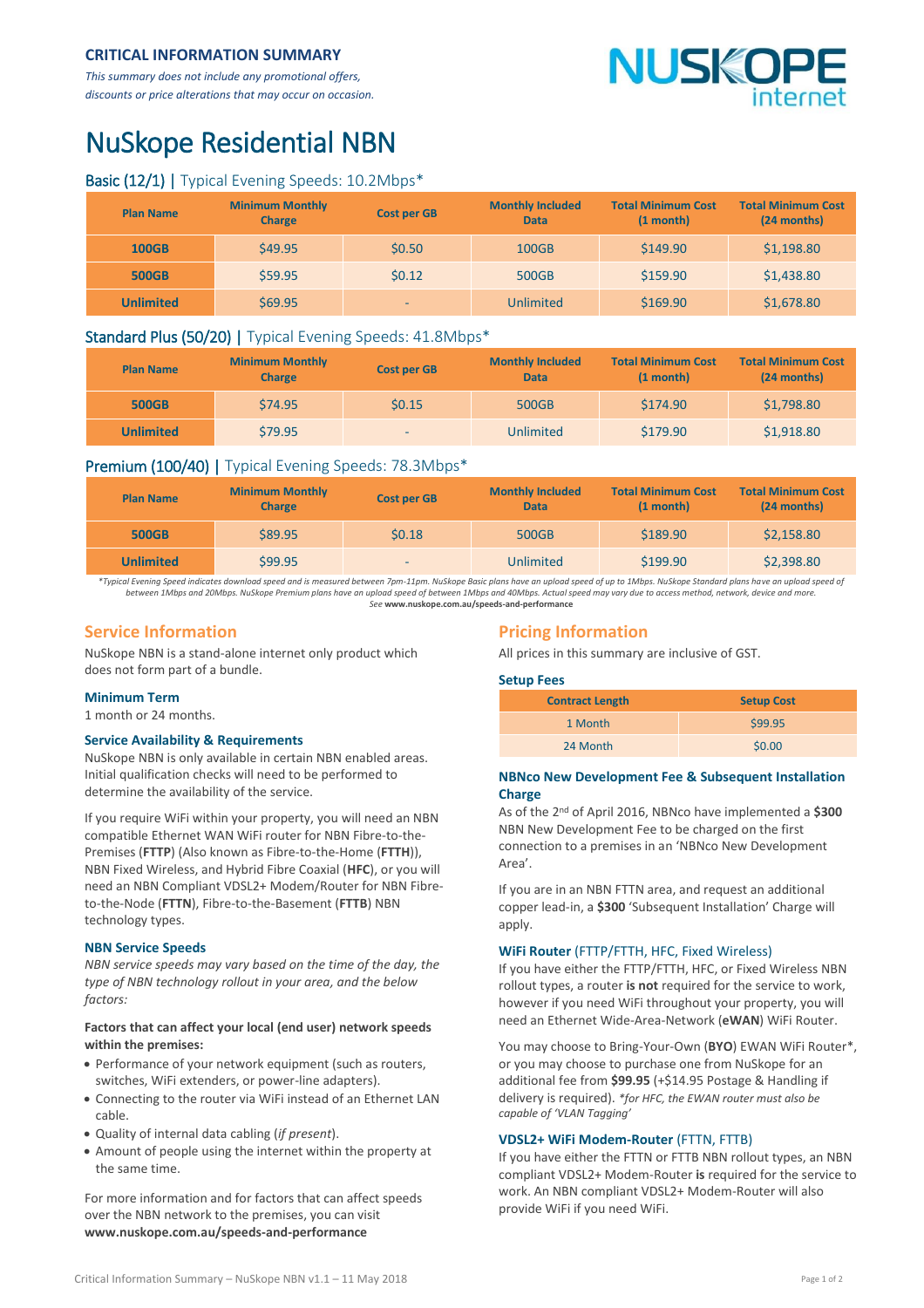**CRITICAL INFORMATION SUMMARY**

*This summary does not include any promotional offers, discounts or price alterations that may occur on occasion.*

NUSKOPE internet

# NuSkope Residential NBN

## Basic (12/1) | Typical Evening Speeds: 10.2Mbps*

| Plan Name | Minimum Monthly Charge | Cost per GB | Monthly Included Data | Total Minimum Cost (1 month) | Total Minimum Cost (24 months) |
|---|---|---|---|---|---|
| **100GB** | $49.95 | $0.50 | 100GB | $149.90 | $1,198.80 |
| **500GB** | $59.95 | $0.12 | 500GB | $159.90 | $1,438.80 |
| **Unlimited** | $69.95 | - | Unlimited | $169.90 | $1,678.80 |

## Standard Plus (50/20) | Typical Evening Speeds: 41.8Mbps*

| Plan Name | Minimum Monthly Charge | Cost per GB | Monthly Included Data | Total Minimum Cost (1 month) | Total Minimum Cost (24 months) |
|---|---|---|---|---|---|
| **500GB** | $74.95 | $0.15 | 500GB | $174.90 | $1,798.80 |
| **Unlimited** | $79.95 | - | Unlimited | $179.90 | $1,918.80 |

## Premium (100/40) | Typical Evening Speeds: 78.3Mbps*

| Plan Name | Minimum Monthly Charge | Cost per GB | Monthly Included Data | Total Minimum Cost (1 month) | Total Minimum Cost (24 months) |
|---|---|---|---|---|---|
| **500GB** | $89.95 | $0.18 | 500GB | $189.90 | $2,158.80 |
| **Unlimited** | $99.95 | - | Unlimited | $199.90 | $2,398.80 |

*\*Typical Evening Speed indicates download speed and is measured between 7pm-11pm. NuSkope Basic plans have an upload speed of up to 1Mbps. NuSkope Standard plans have an upload speed of between 1Mbps and 20Mbps. NuSkope Premium plans have an upload speed of between 1Mbps and 40Mbps. Actual speed may vary due to access method, network, device and more. See* **www.nuskope.com.au/speeds-and-performance**

## Service Information

NuSkope NBN is a stand-alone internet only product which does not form part of a bundle.

### Minimum Term

1 month or 24 months.

### Service Availability & Requirements

NuSkope NBN is only available in certain NBN enabled areas. Initial qualification checks will need to be performed to determine the availability of the service.

If you require WiFi within your property, you will need an NBN compatible Ethernet WAN WiFi router for NBN Fibre-to-the-Premises (**FTTP**) (Also known as Fibre-to-the-Home (**FTTH**)), NBN Fixed Wireless, and Hybrid Fibre Coaxial (**HFC**), or you will need an NBN Compliant VDSL2+ Modem/Router for NBN Fibre-to-the-Node (**FTTN**), Fibre-to-the-Basement (**FTTB**) NBN technology types.

### NBN Service Speeds

*NBN service speeds may vary based on the time of the day, the type of NBN technology rollout in your area, and the below factors:*

**Factors that can affect your local (end user) network speeds within the premises:**

- Performance of your network equipment (such as routers, switches, WiFi extenders, or power-line adapters).
- Connecting to the router via WiFi instead of an Ethernet LAN cable.
- Quality of internal data cabling (*if present*).
- Amount of people using the internet within the property at the same time.

For more information and for factors that can affect speeds over the NBN network to the premises, you can visit **www.nuskope.com.au/speeds-and-performance**

## Pricing Information

All prices in this summary are inclusive of GST.

### Setup Fees

| Contract Length | Setup Cost |
|---|---|
| 1 Month | $99.95 |
| 24 Month | $0.00 |

### NBNco New Development Fee & Subsequent Installation Charge

As of the 2nd of April 2016, NBNco have implemented a **$300** NBN New Development Fee to be charged on the first connection to a premises in an 'NBNco New Development Area'.

If you are in an NBN FTTN area, and request an additional copper lead-in, a **$300** 'Subsequent Installation' Charge will apply.

### WiFi Router (FTTP/FTTH, HFC, Fixed Wireless)

If you have either the FTTP/FTTH, HFC, or Fixed Wireless NBN rollout types, a router **is not** required for the service to work, however if you need WiFi throughout your property, you will need an Ethernet Wide-Area-Network (**eWAN**) WiFi Router.

You may choose to Bring-Your-Own (**BYO**) EWAN WiFi Router*, or you may choose to purchase one from NuSkope for an additional fee from **$99.95** (+$14.95 Postage & Handling if delivery is required). *\*for HFC, the EWAN router must also be capable of 'VLAN Tagging'*

### VDSL2+ WiFi Modem-Router (FTTN, FTTB)

If you have either the FTTN or FTTB NBN rollout types, an NBN compliant VDSL2+ Modem-Router **is** required for the service to work. An NBN compliant VDSL2+ Modem-Router will also provide WiFi if you need WiFi.

Critical Information Summary – NuSkope NBN v1.1 – 11 May 2018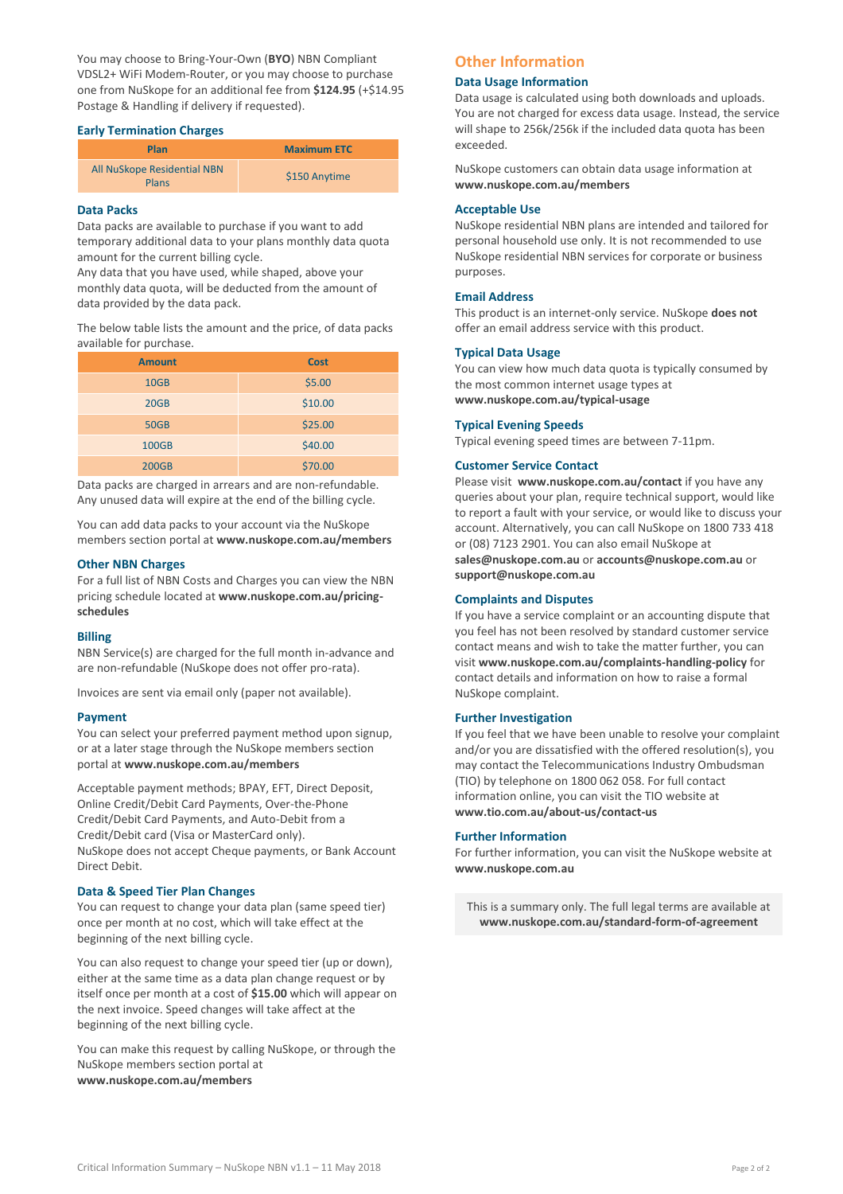You may choose to Bring-Your-Own (**BYO**) NBN Compliant VDSL2+ WiFi Modem-Router, or you may choose to purchase one from NuSkope for an additional fee from **$124.95** (+$14.95 Postage & Handling if delivery if requested).

### Early Termination Charges

| Plan | Maximum ETC |
| --- | --- |
| All NuSkope Residential NBN Plans | $150 Anytime |

### Data Packs

Data packs are available to purchase if you want to add temporary additional data to your plans monthly data quota amount for the current billing cycle.
Any data that you have used, while shaped, above your monthly data quota, will be deducted from the amount of data provided by the data pack.

The below table lists the amount and the price, of data packs available for purchase.

| Amount | Cost |
| --- | --- |
| 10GB | $5.00 |
| 20GB | $10.00 |
| 50GB | $25.00 |
| 100GB | $40.00 |
| 200GB | $70.00 |

Data packs are charged in arrears and are non-refundable. Any unused data will expire at the end of the billing cycle.

You can add data packs to your account via the NuSkope members section portal at **www.nuskope.com.au/members**

### Other NBN Charges

For a full list of NBN Costs and Charges you can view the NBN pricing schedule located at **www.nuskope.com.au/pricing-schedules**

### Billing

NBN Service(s) are charged for the full month in-advance and are non-refundable (NuSkope does not offer pro-rata).

Invoices are sent via email only (paper not available).

### Payment

You can select your preferred payment method upon signup, or at a later stage through the NuSkope members section portal at **www.nuskope.com.au/members**

Acceptable payment methods; BPAY, EFT, Direct Deposit, Online Credit/Debit Card Payments, Over-the-Phone Credit/Debit Card Payments, and Auto-Debit from a Credit/Debit card (Visa or MasterCard only).
NuSkope does not accept Cheque payments, or Bank Account Direct Debit.

### Data & Speed Tier Plan Changes

You can request to change your data plan (same speed tier) once per month at no cost, which will take effect at the beginning of the next billing cycle.

You can also request to change your speed tier (up or down), either at the same time as a data plan change request or by itself once per month at a cost of **$15.00** which will appear on the next invoice. Speed changes will take affect at the beginning of the next billing cycle.

You can make this request by calling NuSkope, or through the NuSkope members section portal at **www.nuskope.com.au/members**

## Other Information

### Data Usage Information

Data usage is calculated using both downloads and uploads. You are not charged for excess data usage. Instead, the service will shape to 256k/256k if the included data quota has been exceeded.

NuSkope customers can obtain data usage information at **www.nuskope.com.au/members**

### Acceptable Use

NuSkope residential NBN plans are intended and tailored for personal household use only. It is not recommended to use NuSkope residential NBN services for corporate or business purposes.

### Email Address

This product is an internet-only service. NuSkope **does not** offer an email address service with this product.

### Typical Data Usage

You can view how much data quota is typically consumed by the most common internet usage types at **www.nuskope.com.au/typical-usage**

### Typical Evening Speeds

Typical evening speed times are between 7-11pm.

### Customer Service Contact

Please visit **www.nuskope.com.au/contact** if you have any queries about your plan, require technical support, would like to report a fault with your service, or would like to discuss your account. Alternatively, you can call NuSkope on 1800 733 418 or (08) 7123 2901. You can also email NuSkope at **sales@nuskope.com.au** or **accounts@nuskope.com.au** or **support@nuskope.com.au**

### Complaints and Disputes

If you have a service complaint or an accounting dispute that you feel has not been resolved by standard customer service contact means and wish to take the matter further, you can visit **www.nuskope.com.au/complaints-handling-policy** for contact details and information on how to raise a formal NuSkope complaint.

### Further Investigation

If you feel that we have been unable to resolve your complaint and/or you are dissatisfied with the offered resolution(s), you may contact the Telecommunications Industry Ombudsman (TIO) by telephone on 1800 062 058. For full contact information online, you can visit the TIO website at **www.tio.com.au/about-us/contact-us**

### Further Information

For further information, you can visit the NuSkope website at **www.nuskope.com.au**

This is a summary only. The full legal terms are available at **www.nuskope.com.au/standard-form-of-agreement**